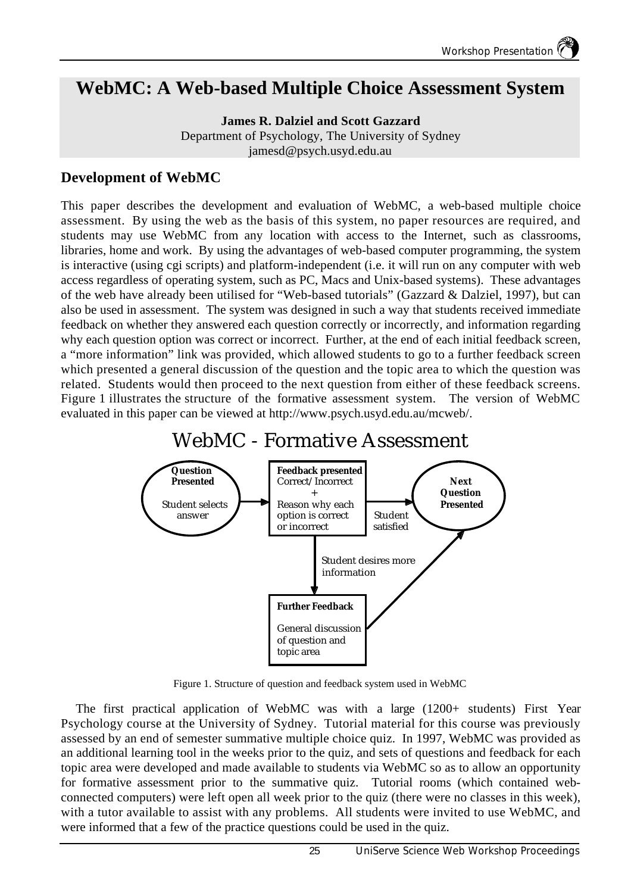# WebMC: A Web-based Multiple Choice Assessment System

**James R. Dalziel and Scott Gazzard**
Department of Psychology, The University of Sydney
jamesd@psych.usyd.edu.au

## Development of WebMC

This paper describes the development and evaluation of WebMC, a web-based multiple choice assessment. By using the web as the basis of this system, no paper resources are required, and students may use WebMC from any location with access to the Internet, such as classrooms, libraries, home and work. By using the advantages of web-based computer programming, the system is interactive (using cgi scripts) and platform-independent (i.e. it will run on any computer with web access regardless of operating system, such as PC, Macs and Unix-based systems). These advantages of the web have already been utilised for "Web-based tutorials" (Gazzard & Dalziel, 1997), but can also be used in assessment. The system was designed in such a way that students received immediate feedback on whether they answered each question correctly or incorrectly, and information regarding why each question option was correct or incorrect. Further, at the end of each initial feedback screen, a "more information" link was provided, which allowed students to go to a further feedback screen which presented a general discussion of the question and the topic area to which the question was related. Students would then proceed to the next question from either of these feedback screens. Figure 1 illustrates the structure of the formative assessment system. The version of WebMC evaluated in this paper can be viewed at http://www.psych.usyd.edu.au/mcweb/.

WebMC - Formative Assessment

**Question Presented** — Student selects answer → **Feedback presented** — Correct/Incorrect + Reason why each option is correct or incorrect → (Student satisfied) → **Next Question Presented**

**Feedback presented** → (Student desires more information) → **Further Feedback** — General discussion of question and topic area → **Next Question Presented**

Figure 1. Structure of question and feedback system used in WebMC

The first practical application of WebMC was with a large (1200+ students) First Year Psychology course at the University of Sydney. Tutorial material for this course was previously assessed by an end of semester summative multiple choice quiz. In 1997, WebMC was provided as an additional learning tool in the weeks prior to the quiz, and sets of questions and feedback for each topic area were developed and made available to students via WebMC so as to allow an opportunity for formative assessment prior to the summative quiz. Tutorial rooms (which contained web-connected computers) were left open all week prior to the quiz (there were no classes in this week), with a tutor available to assist with any problems. All students were invited to use WebMC, and were informed that a few of the practice questions could be used in the quiz.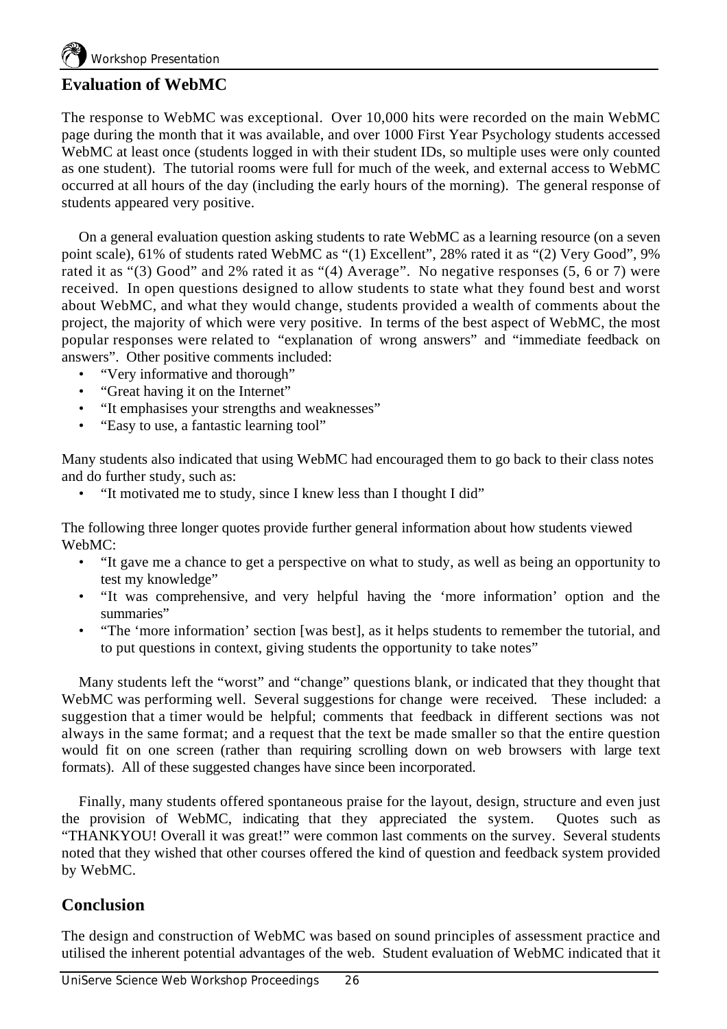## Evaluation of WebMC

The response to WebMC was exceptional. Over 10,000 hits were recorded on the main WebMC page during the month that it was available, and over 1000 First Year Psychology students accessed WebMC at least once (students logged in with their student IDs, so multiple uses were only counted as one student). The tutorial rooms were full for much of the week, and external access to WebMC occurred at all hours of the day (including the early hours of the morning). The general response of students appeared very positive.

On a general evaluation question asking students to rate WebMC as a learning resource (on a seven point scale), 61% of students rated WebMC as "(1) Excellent", 28% rated it as "(2) Very Good", 9% rated it as "(3) Good" and 2% rated it as "(4) Average". No negative responses (5, 6 or 7) were received. In open questions designed to allow students to state what they found best and worst about WebMC, and what they would change, students provided a wealth of comments about the project, the majority of which were very positive. In terms of the best aspect of WebMC, the most popular responses were related to "explanation of wrong answers" and "immediate feedback on answers". Other positive comments included:

- "Very informative and thorough"
- "Great having it on the Internet"
- "It emphasises your strengths and weaknesses"
- "Easy to use, a fantastic learning tool"

Many students also indicated that using WebMC had encouraged them to go back to their class notes and do further study, such as:

- "It motivated me to study, since I knew less than I thought I did"

The following three longer quotes provide further general information about how students viewed WebMC:

- "It gave me a chance to get a perspective on what to study, as well as being an opportunity to test my knowledge"
- "It was comprehensive, and very helpful having the 'more information' option and the summaries"
- "The 'more information' section [was best], as it helps students to remember the tutorial, and to put questions in context, giving students the opportunity to take notes"

Many students left the "worst" and "change" questions blank, or indicated that they thought that WebMC was performing well. Several suggestions for change were received. These included: a suggestion that a timer would be helpful; comments that feedback in different sections was not always in the same format; and a request that the text be made smaller so that the entire question would fit on one screen (rather than requiring scrolling down on web browsers with large text formats). All of these suggested changes have since been incorporated.

Finally, many students offered spontaneous praise for the layout, design, structure and even just the provision of WebMC, indicating that they appreciated the system. Quotes such as "THANKYOU! Overall it was great!" were common last comments on the survey. Several students noted that they wished that other courses offered the kind of question and feedback system provided by WebMC.

## Conclusion

The design and construction of WebMC was based on sound principles of assessment practice and utilised the inherent potential advantages of the web. Student evaluation of WebMC indicated that it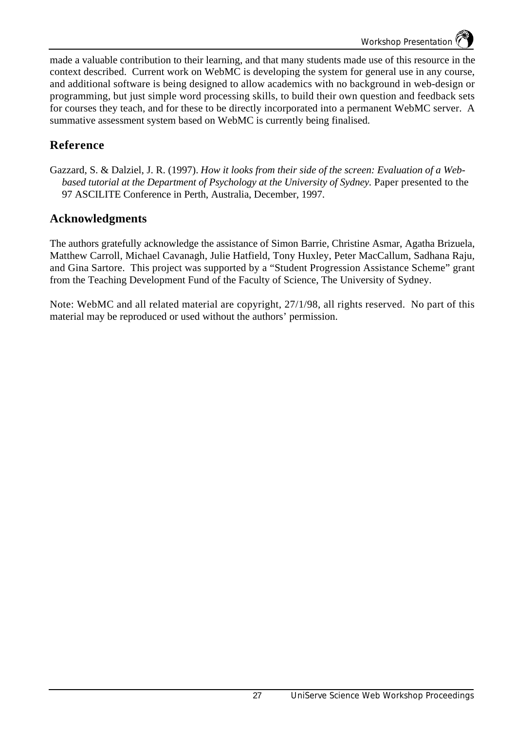made a valuable contribution to their learning, and that many students made use of this resource in the context described. Current work on WebMC is developing the system for general use in any course, and additional software is being designed to allow academics with no background in web-design or programming, but just simple word processing skills, to build their own question and feedback sets for courses they teach, and for these to be directly incorporated into a permanent WebMC server. A summative assessment system based on WebMC is currently being finalised.

## Reference

Gazzard, S. & Dalziel, J. R. (1997). *How it looks from their side of the screen: Evaluation of a Web-based tutorial at the Department of Psychology at the University of Sydney.* Paper presented to the 97 ASCILITE Conference in Perth, Australia, December, 1997.

## Acknowledgments

The authors gratefully acknowledge the assistance of Simon Barrie, Christine Asmar, Agatha Brizuela, Matthew Carroll, Michael Cavanagh, Julie Hatfield, Tony Huxley, Peter MacCallum, Sadhana Raju, and Gina Sartore. This project was supported by a "Student Progression Assistance Scheme" grant from the Teaching Development Fund of the Faculty of Science, The University of Sydney.

Note: WebMC and all related material are copyright, 27/1/98, all rights reserved. No part of this material may be reproduced or used without the authors' permission.